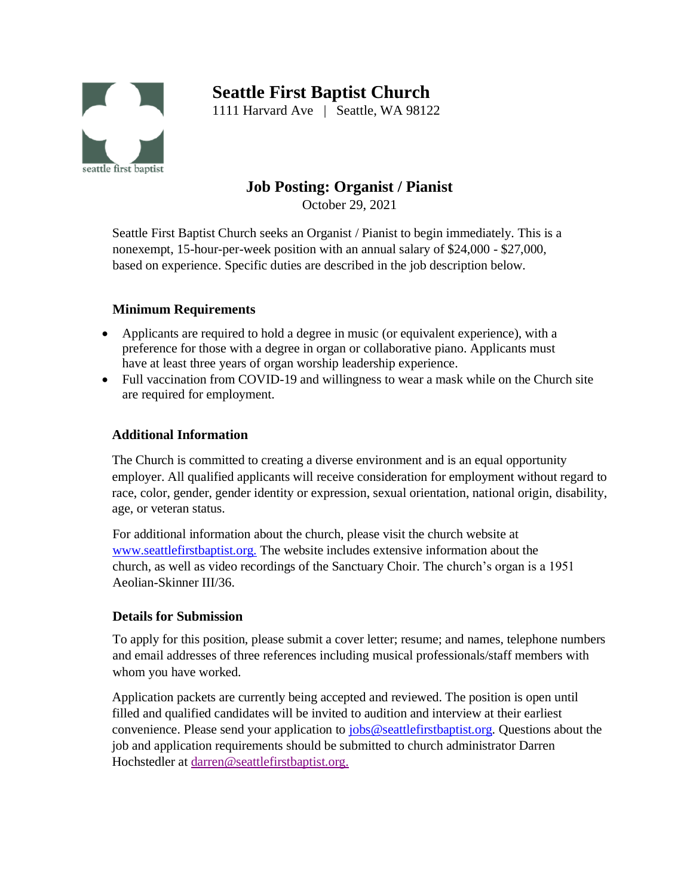# Seattle First Baptist Church

1111 Harvard Ave | Seattle, WA 98122

## Job Posting: Organist / Pianist

October 29, 2021

Seattle First Baptist Church seeks an Organist / Pianist to begin immediately. This is a nonexempt, 15-hour-per-week position with an annual salary of $24,000 - $27,000, based on experience. Specific duties are described in the job description below.

### Minimum Requirements

- Applicants are required to hold a degree in music (or equivalent experience), with a preference for those with a degree in organ or collaborative piano. Applicants must have at least three years of organ worship leadership experience.
- Full vaccination from COVID-19 and willingness to wear a mask while on the Church site are required for employment.

### Additional Information

The Church is committed to creating a diverse environment and is an equal opportunity employer. All qualified applicants will receive consideration for employment without regard to race, color, gender, gender identity or expression, sexual orientation, national origin, disability, age, or veteran status.

For additional information about the church, please visit the church website at www.seattlefirstbaptist.org. The website includes extensive information about the church, as well as video recordings of the Sanctuary Choir. The church's organ is a 1951 Aeolian-Skinner III/36.

### Details for Submission

To apply for this position, please submit a cover letter; resume; and names, telephone numbers and email addresses of three references including musical professionals/staff members with whom you have worked.

Application packets are currently being accepted and reviewed. The position is open until filled and qualified candidates will be invited to audition and interview at their earliest convenience. Please send your application to jobs@seattlefirstbaptist.org. Questions about the job and application requirements should be submitted to church administrator Darren Hochstedler at darren@seattlefirstbaptist.org.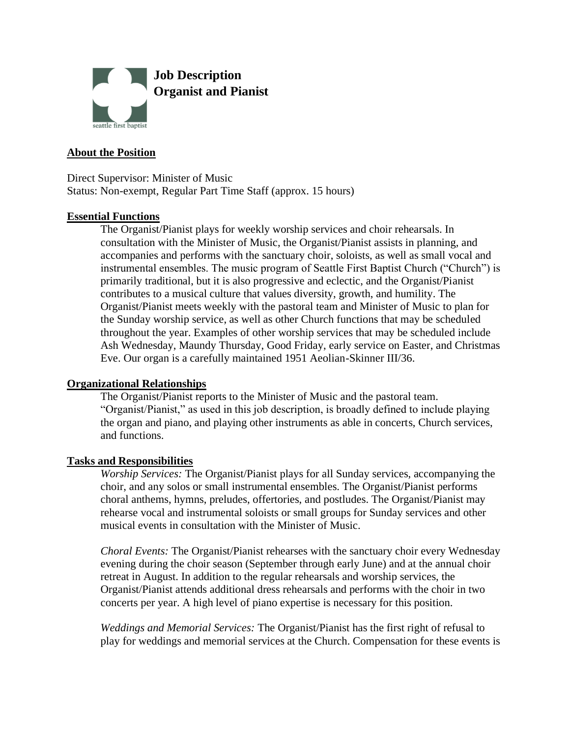# Job Description
# Organist and Pianist

seattle first baptist

## About the Position

Direct Supervisor: Minister of Music
Status: Non-exempt, Regular Part Time Staff (approx. 15 hours)

## Essential Functions

The Organist/Pianist plays for weekly worship services and choir rehearsals. In consultation with the Minister of Music, the Organist/Pianist assists in planning, and accompanies and performs with the sanctuary choir, soloists, as well as small vocal and instrumental ensembles. The music program of Seattle First Baptist Church ("Church") is primarily traditional, but it is also progressive and eclectic, and the Organist/Pianist contributes to a musical culture that values diversity, growth, and humility. The Organist/Pianist meets weekly with the pastoral team and Minister of Music to plan for the Sunday worship service, as well as other Church functions that may be scheduled throughout the year. Examples of other worship services that may be scheduled include Ash Wednesday, Maundy Thursday, Good Friday, early service on Easter, and Christmas Eve. Our organ is a carefully maintained 1951 Aeolian-Skinner III/36.

## Organizational Relationships

The Organist/Pianist reports to the Minister of Music and the pastoral team. "Organist/Pianist," as used in this job description, is broadly defined to include playing the organ and piano, and playing other instruments as able in concerts, Church services, and functions.

## Tasks and Responsibilities

*Worship Services:* The Organist/Pianist plays for all Sunday services, accompanying the choir, and any solos or small instrumental ensembles. The Organist/Pianist performs choral anthems, hymns, preludes, offertories, and postludes. The Organist/Pianist may rehearse vocal and instrumental soloists or small groups for Sunday services and other musical events in consultation with the Minister of Music.

*Choral Events:* The Organist/Pianist rehearses with the sanctuary choir every Wednesday evening during the choir season (September through early June) and at the annual choir retreat in August. In addition to the regular rehearsals and worship services, the Organist/Pianist attends additional dress rehearsals and performs with the choir in two concerts per year. A high level of piano expertise is necessary for this position.

*Weddings and Memorial Services:* The Organist/Pianist has the first right of refusal to play for weddings and memorial services at the Church. Compensation for these events is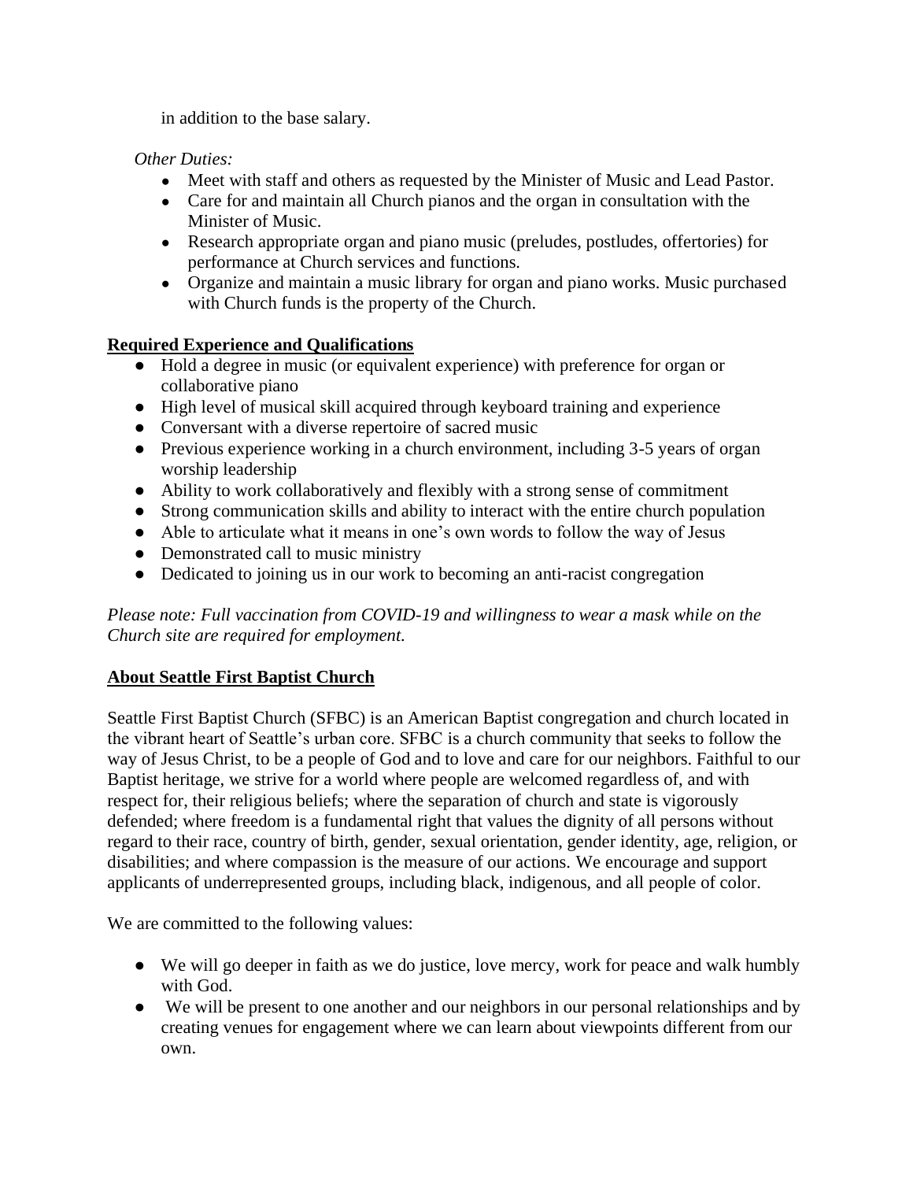in addition to the base salary.

*Other Duties:*

- Meet with staff and others as requested by the Minister of Music and Lead Pastor.
- Care for and maintain all Church pianos and the organ in consultation with the Minister of Music.
- Research appropriate organ and piano music (preludes, postludes, offertories) for performance at Church services and functions.
- Organize and maintain a music library for organ and piano works. Music purchased with Church funds is the property of the Church.

**Required Experience and Qualifications**

- Hold a degree in music (or equivalent experience) with preference for organ or collaborative piano
- High level of musical skill acquired through keyboard training and experience
- Conversant with a diverse repertoire of sacred music
- Previous experience working in a church environment, including 3-5 years of organ worship leadership
- Ability to work collaboratively and flexibly with a strong sense of commitment
- Strong communication skills and ability to interact with the entire church population
- Able to articulate what it means in one's own words to follow the way of Jesus
- Demonstrated call to music ministry
- Dedicated to joining us in our work to becoming an anti-racist congregation

*Please note: Full vaccination from COVID-19 and willingness to wear a mask while on the Church site are required for employment.*

**About Seattle First Baptist Church**

Seattle First Baptist Church (SFBC) is an American Baptist congregation and church located in the vibrant heart of Seattle's urban core. SFBC is a church community that seeks to follow the way of Jesus Christ, to be a people of God and to love and care for our neighbors. Faithful to our Baptist heritage, we strive for a world where people are welcomed regardless of, and with respect for, their religious beliefs; where the separation of church and state is vigorously defended; where freedom is a fundamental right that values the dignity of all persons without regard to their race, country of birth, gender, sexual orientation, gender identity, age, religion, or disabilities; and where compassion is the measure of our actions. We encourage and support applicants of underrepresented groups, including black, indigenous, and all people of color.

We are committed to the following values:

- We will go deeper in faith as we do justice, love mercy, work for peace and walk humbly with God.
- We will be present to one another and our neighbors in our personal relationships and by creating venues for engagement where we can learn about viewpoints different from our own.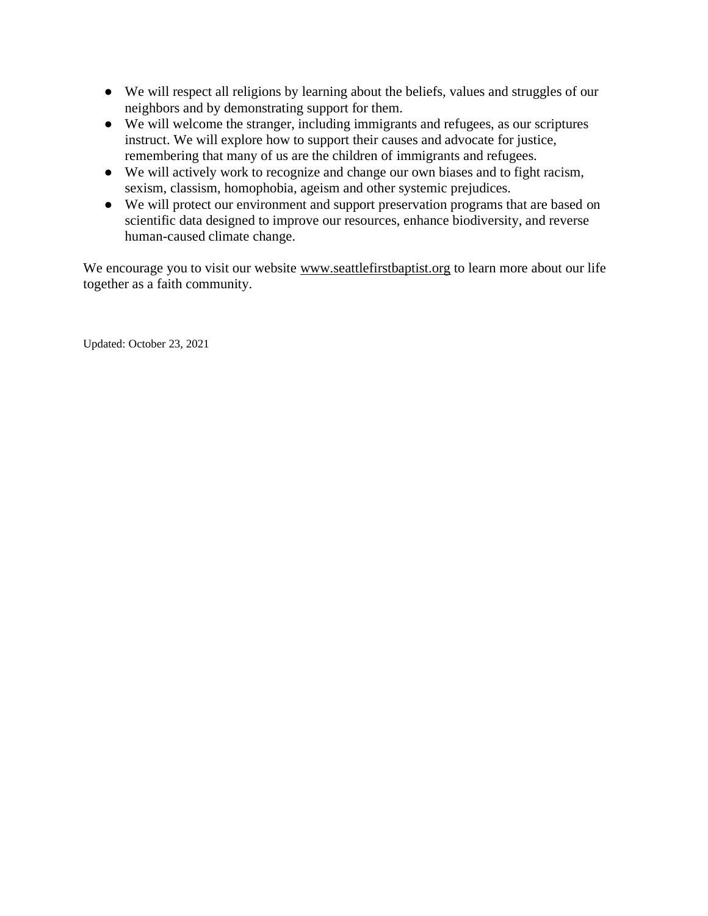- We will respect all religions by learning about the beliefs, values and struggles of our neighbors and by demonstrating support for them.
- We will welcome the stranger, including immigrants and refugees, as our scriptures instruct. We will explore how to support their causes and advocate for justice, remembering that many of us are the children of immigrants and refugees.
- We will actively work to recognize and change our own biases and to fight racism, sexism, classism, homophobia, ageism and other systemic prejudices.
- We will protect our environment and support preservation programs that are based on scientific data designed to improve our resources, enhance biodiversity, and reverse human-caused climate change.

We encourage you to visit our website www.seattlefirstbaptist.org to learn more about our life together as a faith community.

Updated: October 23, 2021